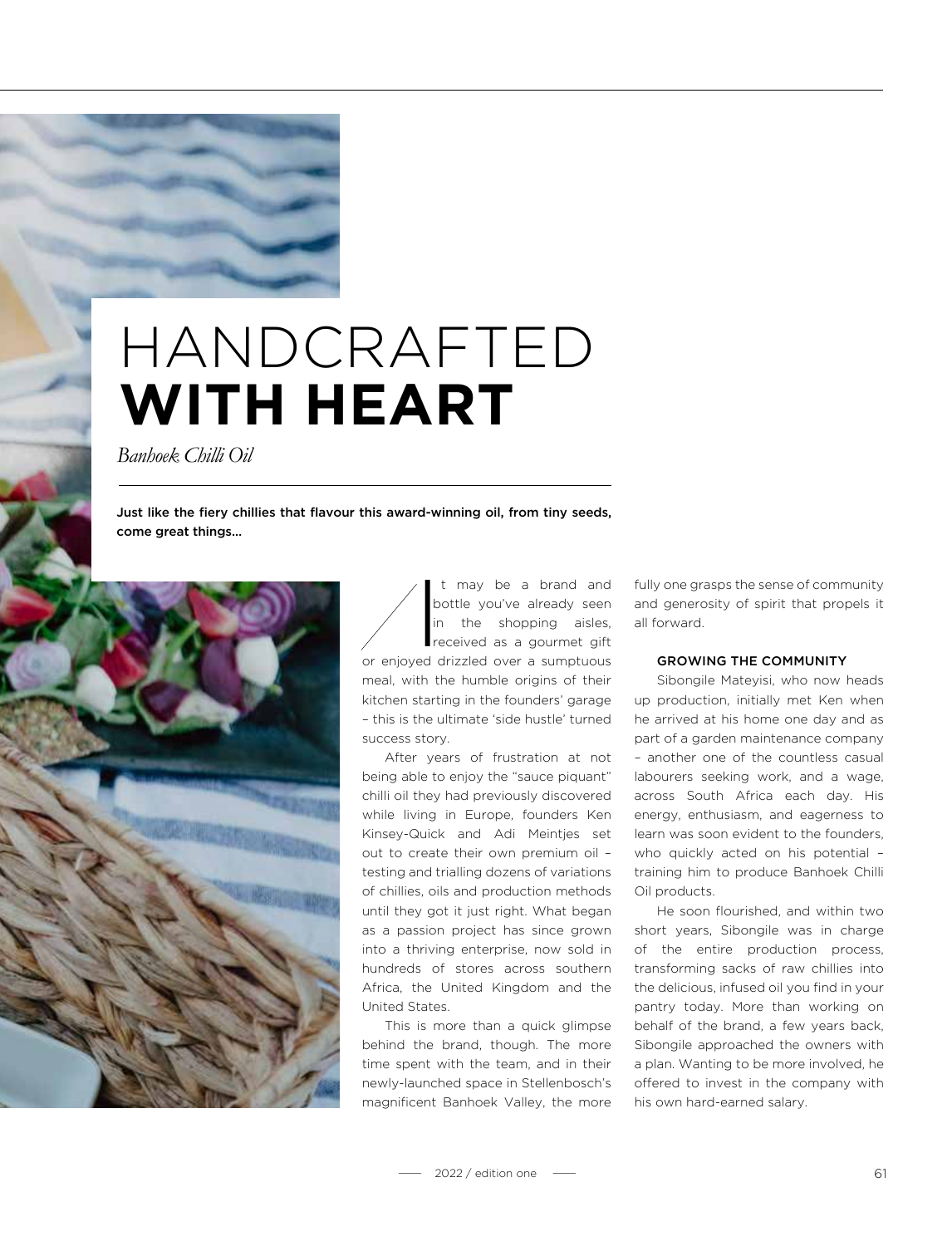# HANDCRAFTED **WITH HEART**

*Banhoek Chilli Oil*

**Just like the fiery chillies that flavour this award-winning oil, from tiny seeds, come great things...**

It may be a brand and bottle you've already seen in the shopping aisles, received as a gourmet gift or enjoyed drizzled over a sumptuous meal, with the humble origins of their kitchen starting in the founders' garage – this is the ultimate 'side hustle' turned success story.

After years of frustration at not being able to enjoy the "sauce piquant" chilli oil they had previously discovered while living in Europe, founders Ken Kinsey-Quick and Adi Meintjes set out to create their own premium oil – testing and trialling dozens of variations of chillies, oils and production methods until they got it just right. What began as a passion project has since grown into a thriving enterprise, now sold in hundreds of stores across southern Africa, the United Kingdom and the United States.

This is more than a quick glimpse behind the brand, though. The more time spent with the team, and in their newly-launched space in Stellenbosch's magnificent Banhoek Valley, the more fully one grasps the sense of community and generosity of spirit that propels it all forward.

## GROWING THE COMMUNITY

Sibongile Mateyisi, who now heads up production, initially met Ken when he arrived at his home one day and as part of a garden maintenance company – another one of the countless casual labourers seeking work, and a wage, across South Africa each day. His energy, enthusiasm, and eagerness to learn was soon evident to the founders, who quickly acted on his potential – training him to produce Banhoek Chilli Oil products.

He soon flourished, and within two short years, Sibongile was in charge of the entire production process, transforming sacks of raw chillies into the delicious, infused oil you find in your pantry today. More than working on behalf of the brand, a few years back, Sibongile approached the owners with a plan. Wanting to be more involved, he offered to invest in the company with his own hard-earned salary.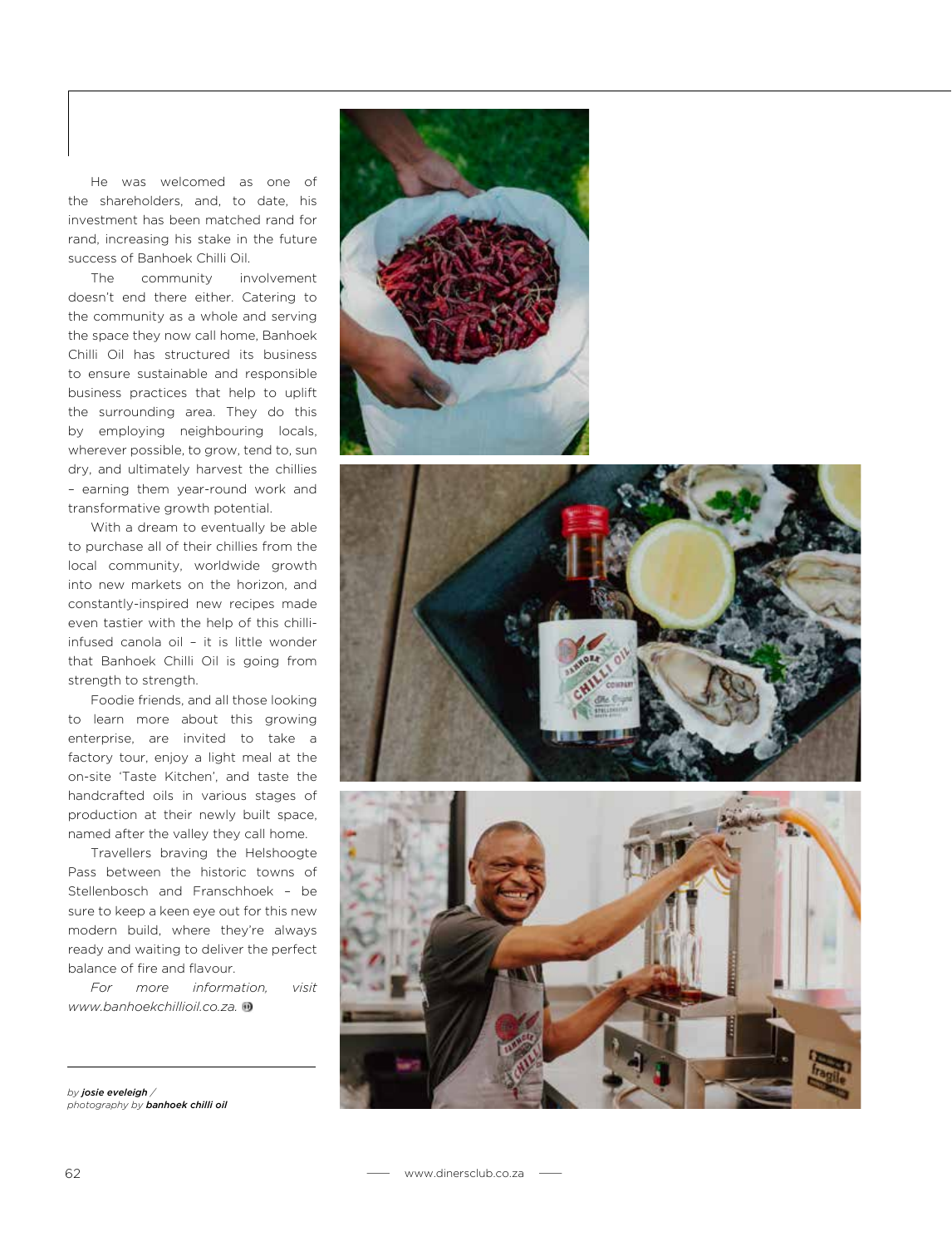He was welcomed as one of the shareholders, and, to date, his investment has been matched rand for rand, increasing his stake in the future success of Banhoek Chilli Oil.

The community involvement doesn't end there either. Catering to the community as a whole and serving the space they now call home, Banhoek Chilli Oil has structured its business to ensure sustainable and responsible business practices that help to uplift the surrounding area. They do this by employing neighbouring locals, wherever possible, to grow, tend to, sun dry, and ultimately harvest the chillies – earning them year-round work and transformative growth potential.

With a dream to eventually be able to purchase all of their chillies from the local community, worldwide growth into new markets on the horizon, and constantly-inspired new recipes made even tastier with the help of this chilli-infused canola oil – it is little wonder that Banhoek Chilli Oil is going from strength to strength.

Foodie friends, and all those looking to learn more about this growing enterprise, are invited to take a factory tour, enjoy a light meal at the on-site 'Taste Kitchen', and taste the handcrafted oils in various stages of production at their newly built space, named after the valley they call home.

Travellers braving the Helshoogte Pass between the historic towns of Stellenbosch and Franschhoek – be sure to keep a keen eye out for this new modern build, where they're always ready and waiting to deliver the perfect balance of fire and flavour.

*For more information, visit www.banhoekchillioil.co.za.*

*by **josie eveleigh** / photography by **banhoek chilli oil***